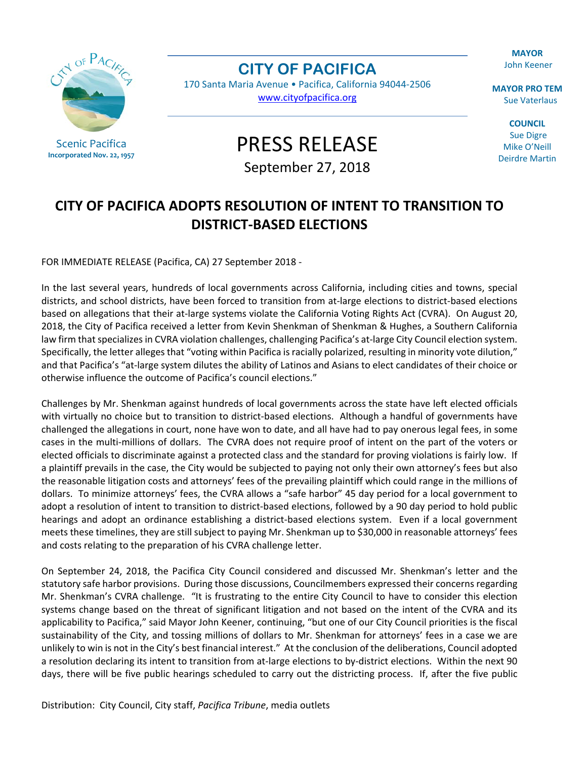Scenic Pacifica
**Incorporated Nov. 22, 1957**

# CITY OF PACIFICA

170 Santa Maria Avenue • Pacifica, California 94044-2506
www.cityofpacifica.org

**MAYOR**
John Keener

**MAYOR PRO TEM**
Sue Vaterlaus

**COUNCIL**
Sue Digre
Mike O'Neill
Deirdre Martin

# PRESS RELEASE

September 27, 2018

## CITY OF PACIFICA ADOPTS RESOLUTION OF INTENT TO TRANSITION TO DISTRICT-BASED ELECTIONS

FOR IMMEDIATE RELEASE (Pacifica, CA) 27 September 2018 -

In the last several years, hundreds of local governments across California, including cities and towns, special districts, and school districts, have been forced to transition from at-large elections to district-based elections based on allegations that their at-large systems violate the California Voting Rights Act (CVRA). On August 20, 2018, the City of Pacifica received a letter from Kevin Shenkman of Shenkman & Hughes, a Southern California law firm that specializes in CVRA violation challenges, challenging Pacifica's at-large City Council election system. Specifically, the letter alleges that "voting within Pacifica is racially polarized, resulting in minority vote dilution," and that Pacifica's "at-large system dilutes the ability of Latinos and Asians to elect candidates of their choice or otherwise influence the outcome of Pacifica's council elections."

Challenges by Mr. Shenkman against hundreds of local governments across the state have left elected officials with virtually no choice but to transition to district-based elections. Although a handful of governments have challenged the allegations in court, none have won to date, and all have had to pay onerous legal fees, in some cases in the multi-millions of dollars. The CVRA does not require proof of intent on the part of the voters or elected officials to discriminate against a protected class and the standard for proving violations is fairly low. If a plaintiff prevails in the case, the City would be subjected to paying not only their own attorney's fees but also the reasonable litigation costs and attorneys' fees of the prevailing plaintiff which could range in the millions of dollars. To minimize attorneys' fees, the CVRA allows a "safe harbor" 45 day period for a local government to adopt a resolution of intent to transition to district-based elections, followed by a 90 day period to hold public hearings and adopt an ordinance establishing a district-based elections system. Even if a local government meets these timelines, they are still subject to paying Mr. Shenkman up to $30,000 in reasonable attorneys' fees and costs relating to the preparation of his CVRA challenge letter.

On September 24, 2018, the Pacifica City Council considered and discussed Mr. Shenkman's letter and the statutory safe harbor provisions. During those discussions, Councilmembers expressed their concerns regarding Mr. Shenkman's CVRA challenge. "It is frustrating to the entire City Council to have to consider this election systems change based on the threat of significant litigation and not based on the intent of the CVRA and its applicability to Pacifica," said Mayor John Keener, continuing, "but one of our City Council priorities is the fiscal sustainability of the City, and tossing millions of dollars to Mr. Shenkman for attorneys' fees in a case we are unlikely to win is not in the City's best financial interest." At the conclusion of the deliberations, Council adopted a resolution declaring its intent to transition from at-large elections to by-district elections. Within the next 90 days, there will be five public hearings scheduled to carry out the districting process. If, after the five public

Distribution: City Council, City staff, *Pacifica Tribune*, media outlets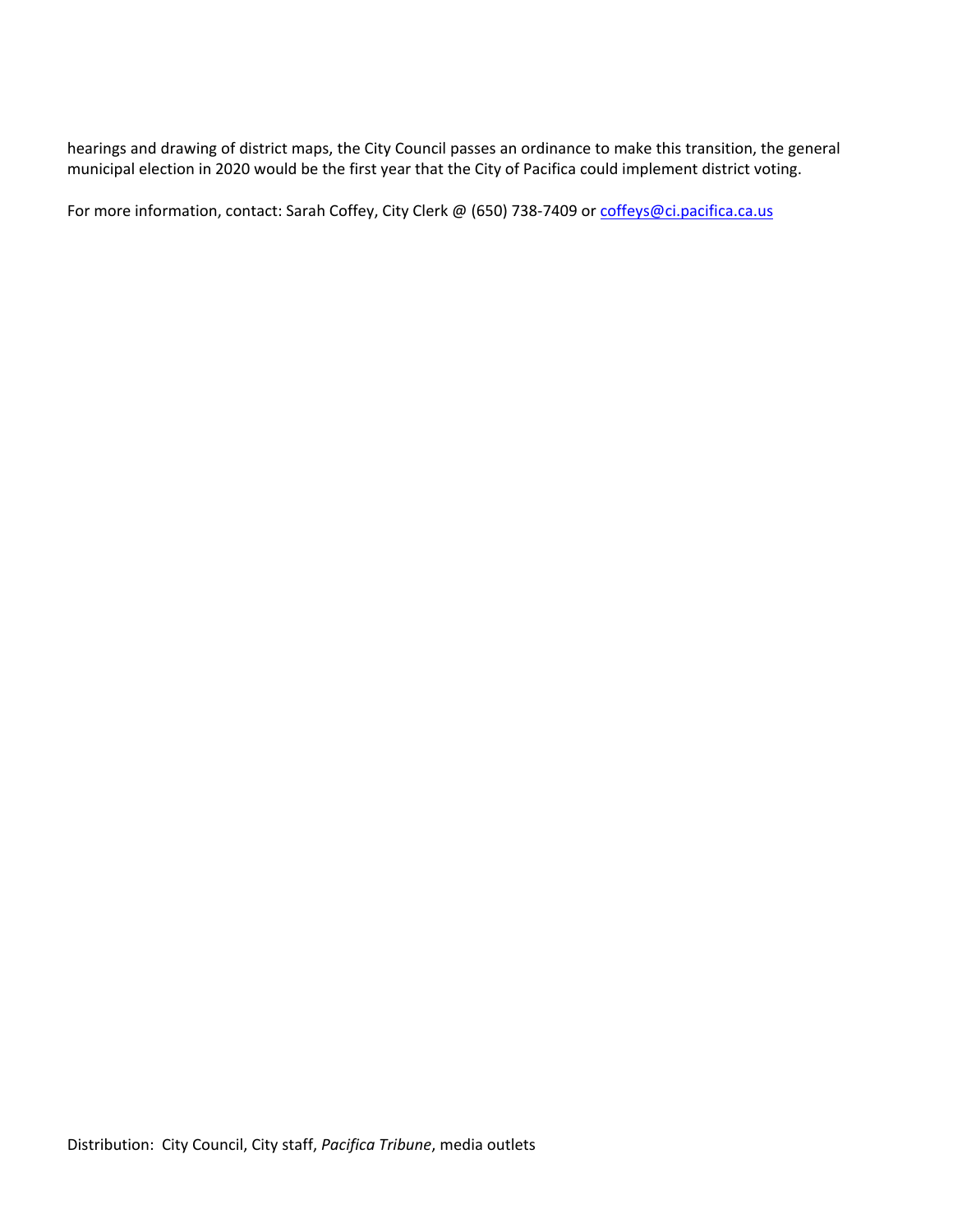hearings and drawing of district maps, the City Council passes an ordinance to make this transition, the general municipal election in 2020 would be the first year that the City of Pacifica could implement district voting.

For more information, contact: Sarah Coffey, City Clerk @ (650) 738-7409 or [coffeys@ci.pacifica.ca.us](mailto:coffeys@ci.pacifica.ca.us)

Distribution: City Council, City staff, *Pacifica Tribune*, media outlets